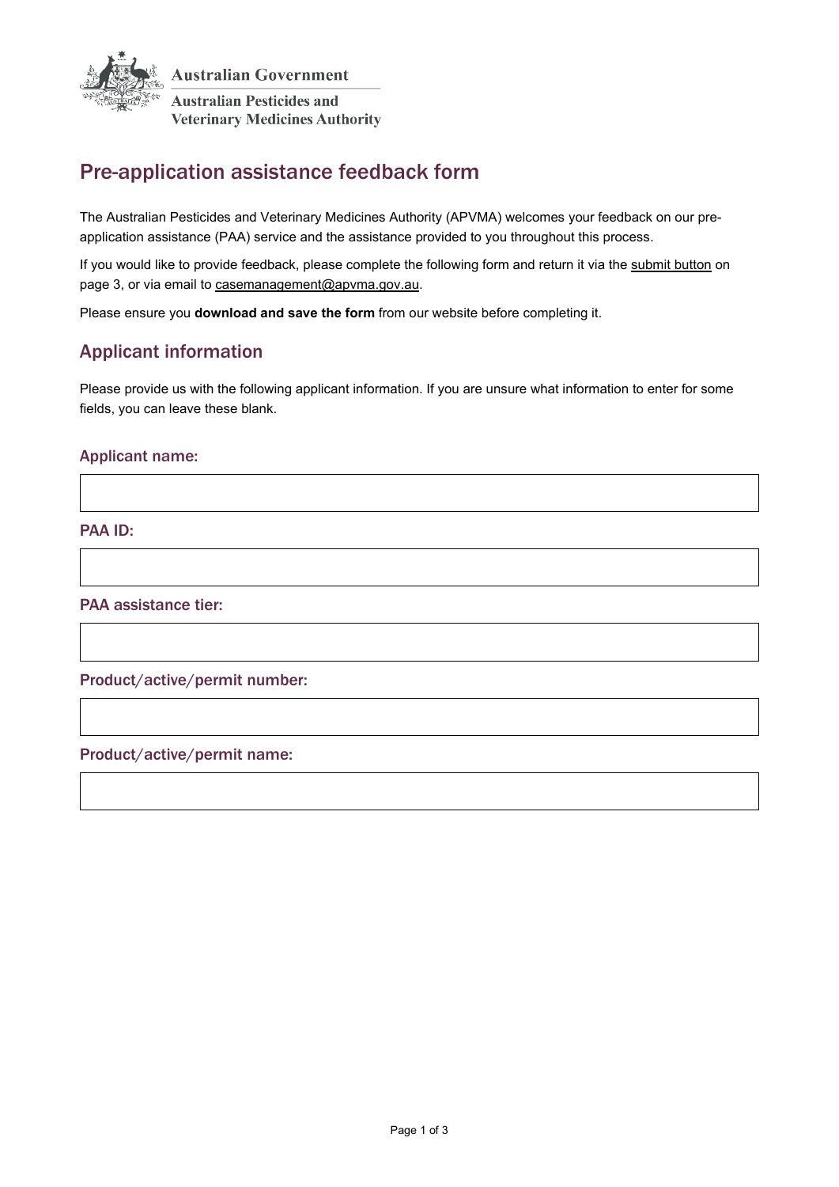Australian Government

Australian Pesticides and Veterinary Medicines Authority

# Pre-application assistance feedback form

The Australian Pesticides and Veterinary Medicines Authority (APVMA) welcomes your feedback on our pre-application assistance (PAA) service and the assistance provided to you throughout this process.

If you would like to provide feedback, please complete the following form and return it via the submit button on page 3, or via email to casemanagement@apvma.gov.au.

Please ensure you **download and save the form** from our website before completing it.

## Applicant information

Please provide us with the following applicant information. If you are unsure what information to enter for some fields, you can leave these blank.

### Applicant name:

### PAA ID:

### PAA assistance tier:

### Product/active/permit number:

### Product/active/permit name: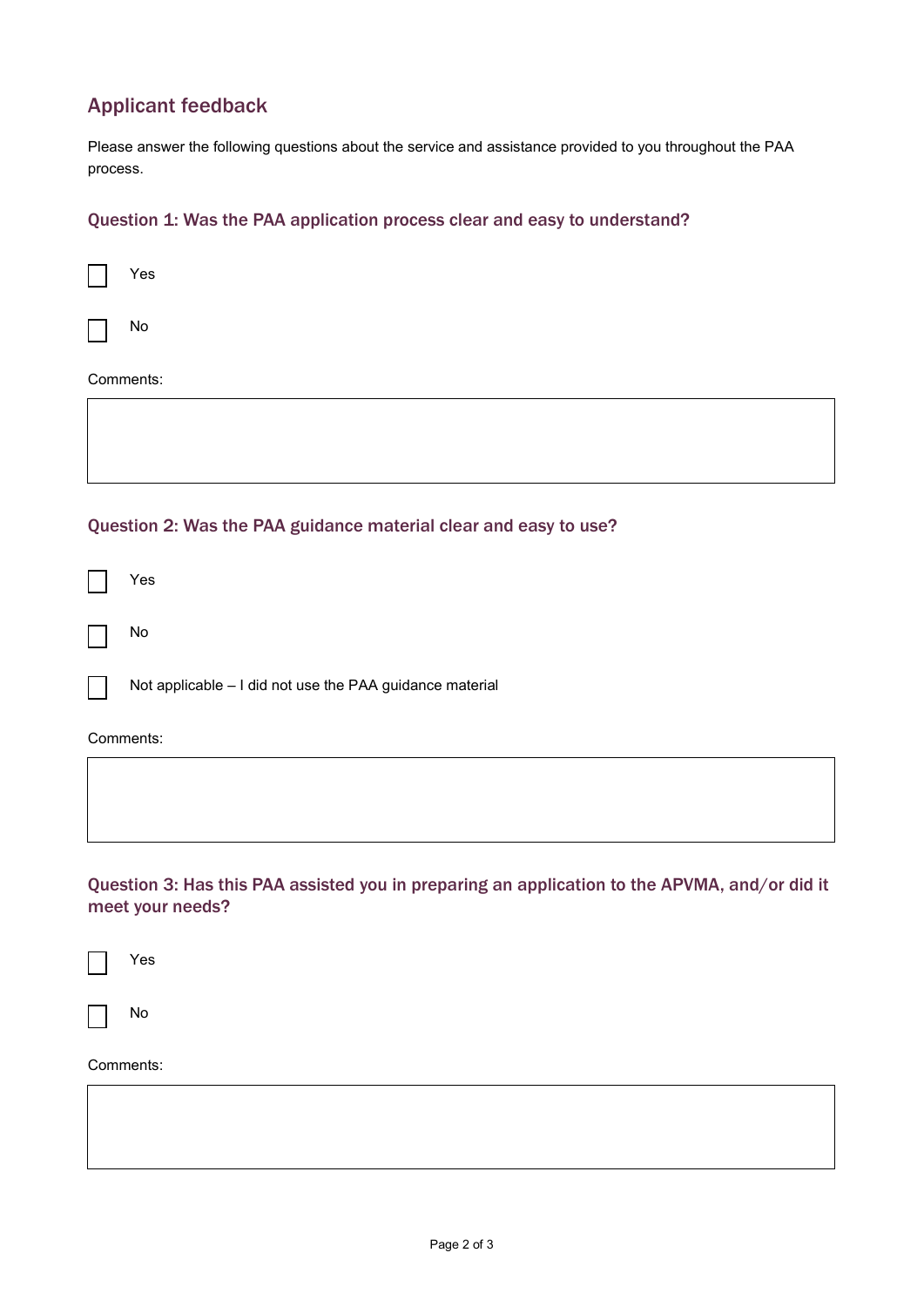## Applicant feedback

Please answer the following questions about the service and assistance provided to you throughout the PAA process.

### Question 1: Was the PAA application process clear and easy to understand?

- [ ] Yes
- [ ] No

Comments:

### Question 2: Was the PAA guidance material clear and easy to use?

- [ ] Yes
- [ ] No
- [ ] Not applicable – I did not use the PAA guidance material

Comments:

### Question 3: Has this PAA assisted you in preparing an application to the APVMA, and/or did it meet your needs?

- [ ] Yes
- [ ] No

Comments: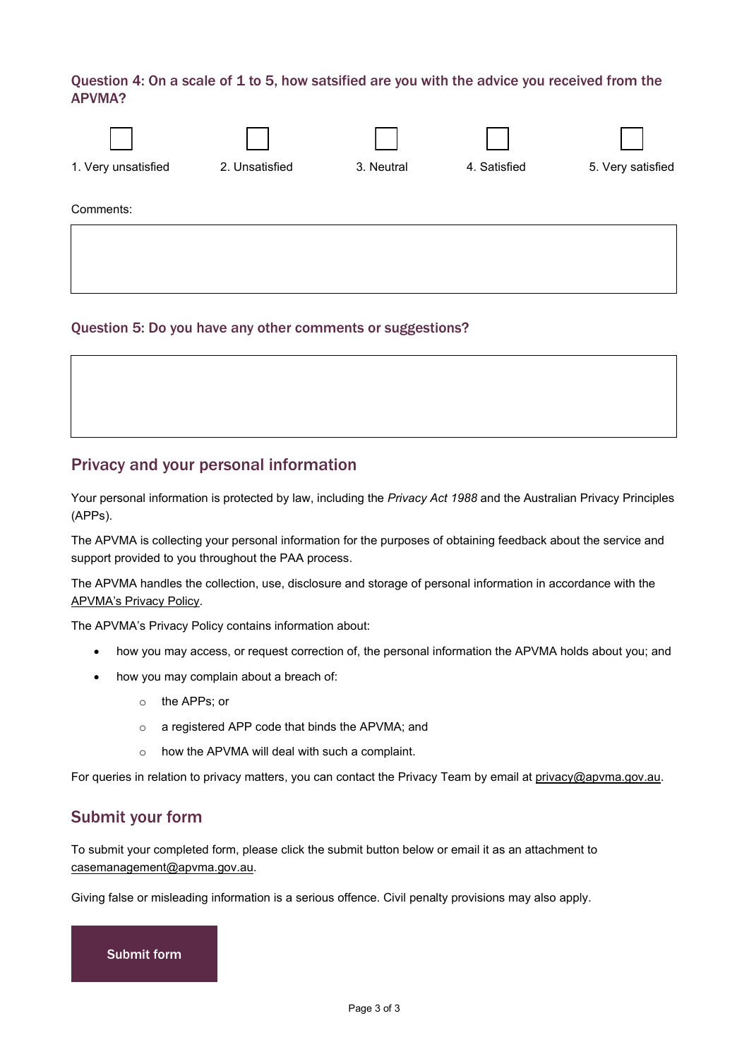### Question 4: On a scale of 1 to 5, how satsified are you with the advice you received from the APVMA?

☐ 1. Very unsatisfied

☐ 2. Unsatisfied

☐ 3. Neutral

☐ 4. Satisfied

☐ 5. Very satisfied

Comments:

### Question 5: Do you have any other comments or suggestions?

## Privacy and your personal information

Your personal information is protected by law, including the *Privacy Act 1988* and the Australian Privacy Principles (APPs).

The APVMA is collecting your personal information for the purposes of obtaining feedback about the service and support provided to you throughout the PAA process.

The APVMA handles the collection, use, disclosure and storage of personal information in accordance with the APVMA's Privacy Policy.

The APVMA's Privacy Policy contains information about:

- how you may access, or request correction of, the personal information the APVMA holds about you; and
- how you may complain about a breach of:
  - the APPs; or
  - a registered APP code that binds the APVMA; and
  - how the APVMA will deal with such a complaint.

For queries in relation to privacy matters, you can contact the Privacy Team by email at privacy@apvma.gov.au.

## Submit your form

To submit your completed form, please click the submit button below or email it as an attachment to casemanagement@apvma.gov.au.

Giving false or misleading information is a serious offence. Civil penalty provisions may also apply.

Submit form